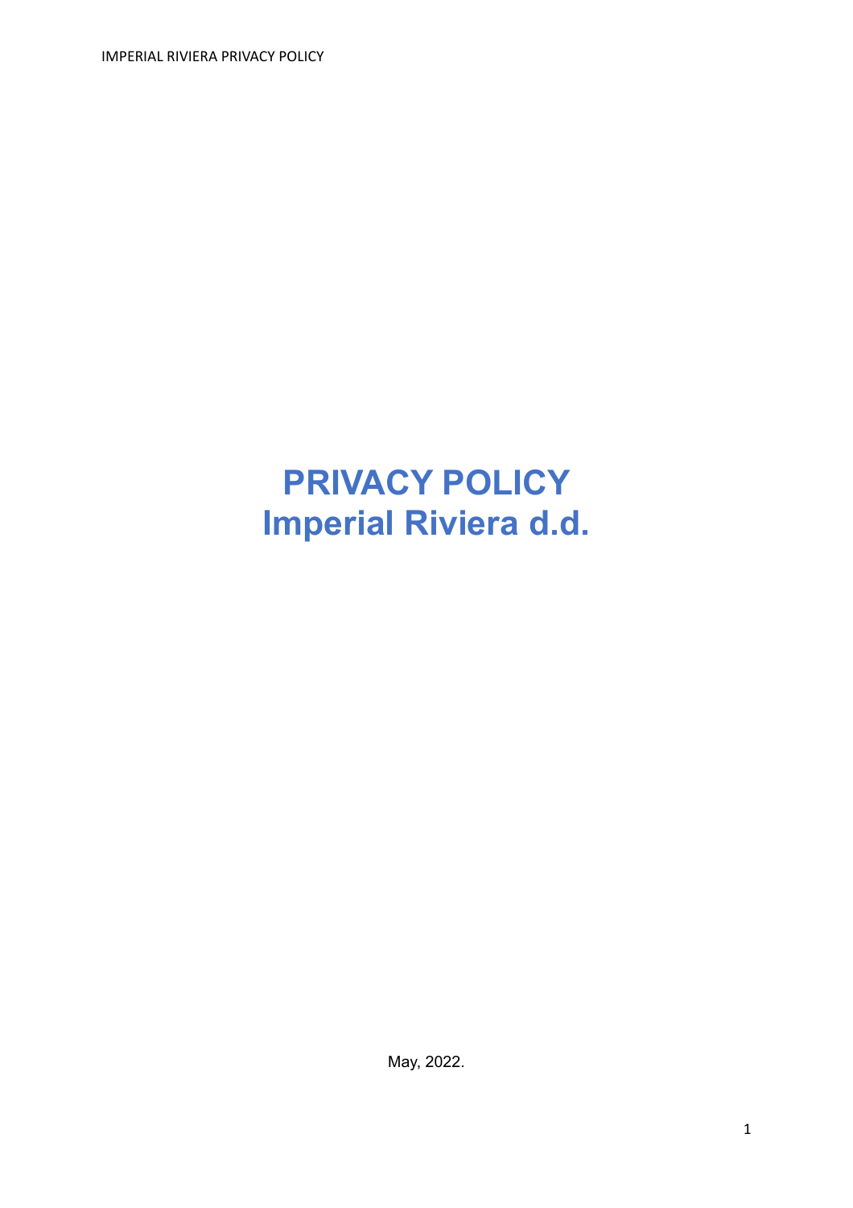# PRIVACY POLICY
# Imperial Riviera d.d.

May, 2022.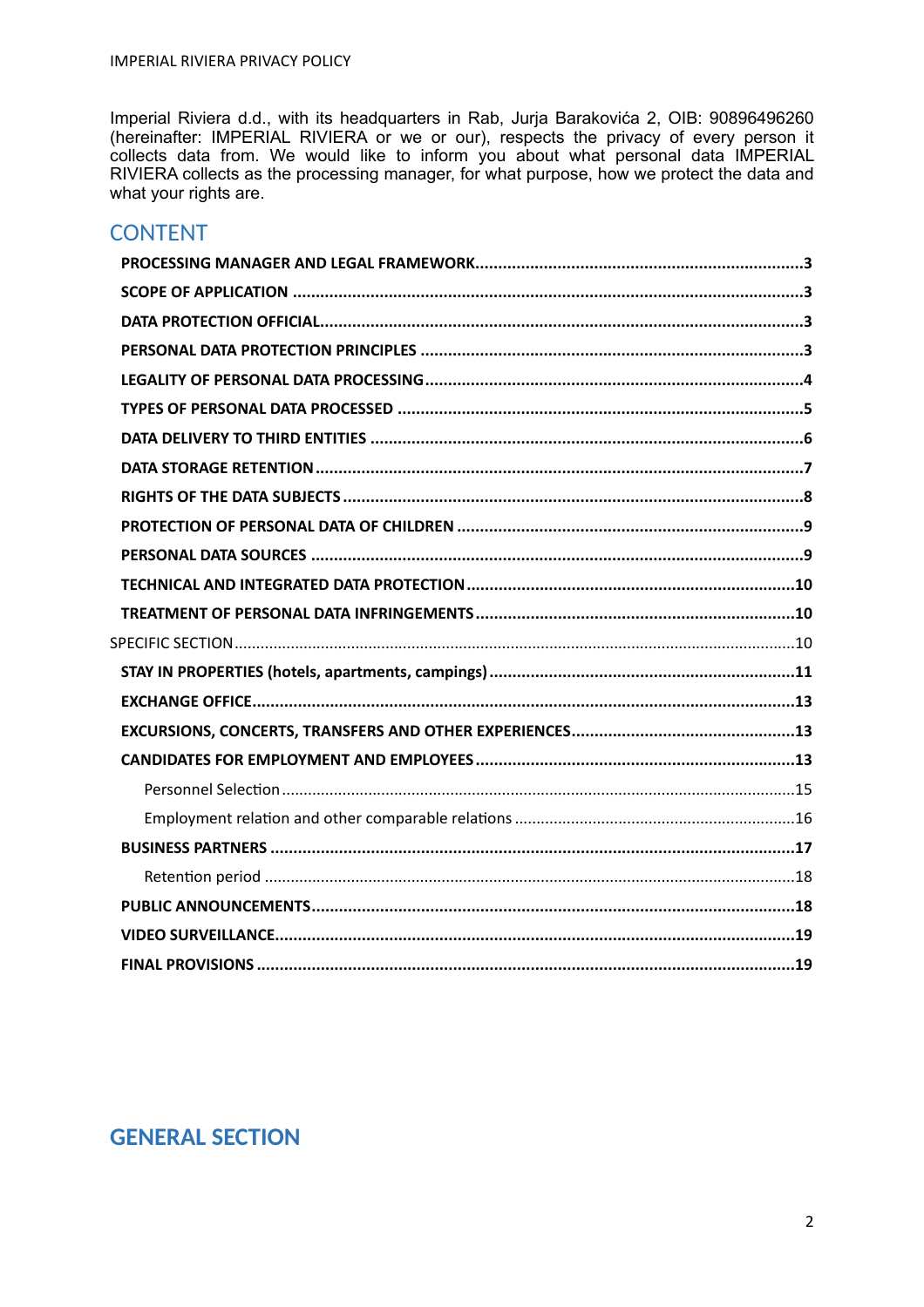Imperial Riviera d.d., with its headquarters in Rab, Jurja Barakovića 2, OIB: 90896496260 (hereinafter: IMPERIAL RIVIERA or we or our), respects the privacy of every person it collects data from. We would like to inform you about what personal data IMPERIAL RIVIERA collects as the processing manager, for what purpose, how we protect the data and what your rights are.

## CONTENT

- **PROCESSING MANAGER AND LEGAL FRAMEWORK** ........ 3
- **SCOPE OF APPLICATION** ........ 3
- **DATA PROTECTION OFFICIAL** ........ 3
- **PERSONAL DATA PROTECTION PRINCIPLES** ........ 3
- **LEGALITY OF PERSONAL DATA PROCESSING** ........ 4
- **TYPES OF PERSONAL DATA PROCESSED** ........ 5
- **DATA DELIVERY TO THIRD ENTITIES** ........ 6
- **DATA STORAGE RETENTION** ........ 7
- **RIGHTS OF THE DATA SUBJECTS** ........ 8
- **PROTECTION OF PERSONAL DATA OF CHILDREN** ........ 9
- **PERSONAL DATA SOURCES** ........ 9
- **TECHNICAL AND INTEGRATED DATA PROTECTION** ........ 10
- **TREATMENT OF PERSONAL DATA INFRINGEMENTS** ........ 10

SPECIFIC SECTION ........ 10

- **STAY IN PROPERTIES (hotels, apartments, campings)** ........ 11
- **EXCHANGE OFFICE** ........ 13
- **EXCURSIONS, CONCERTS, TRANSFERS AND OTHER EXPERIENCES** ........ 13
- **CANDIDATES FOR EMPLOYMENT AND EMPLOYEES** ........ 13
  - Personnel Selection ........ 15
  - Employment relation and other comparable relations ........ 16
- **BUSINESS PARTNERS** ........ 17
  - Retention period ........ 18
- **PUBLIC ANNOUNCEMENTS** ........ 18
- **VIDEO SURVEILLANCE** ........ 19
- **FINAL PROVISIONS** ........ 19

# GENERAL SECTION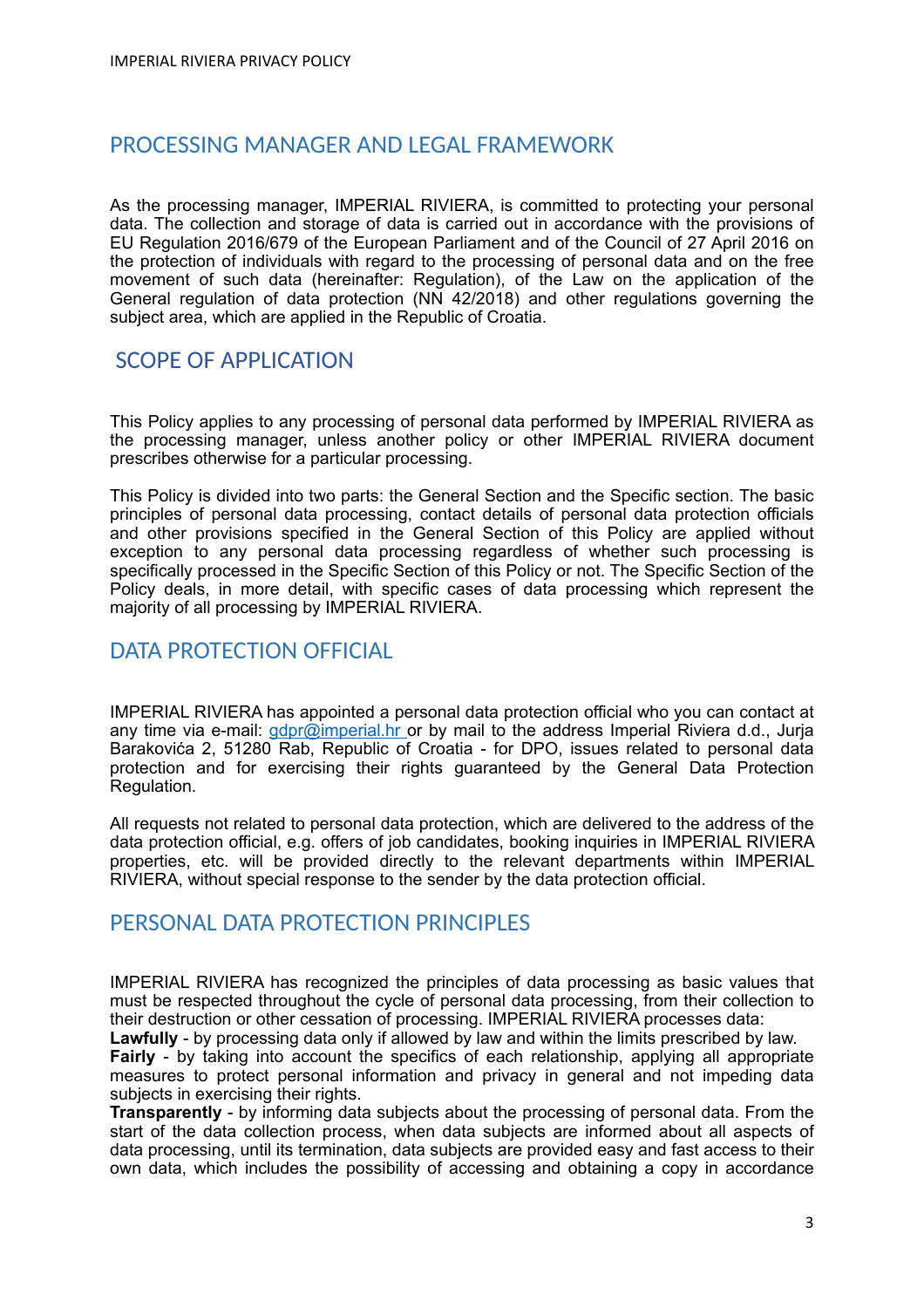## PROCESSING MANAGER AND LEGAL FRAMEWORK

As the processing manager, IMPERIAL RIVIERA, is committed to protecting your personal data. The collection and storage of data is carried out in accordance with the provisions of EU Regulation 2016/679 of the European Parliament and of the Council of 27 April 2016 on the protection of individuals with regard to the processing of personal data and on the free movement of such data (hereinafter: Regulation), of the Law on the application of the General regulation of data protection (NN 42/2018) and other regulations governing the subject area, which are applied in the Republic of Croatia.

## SCOPE OF APPLICATION

This Policy applies to any processing of personal data performed by IMPERIAL RIVIERA as the processing manager, unless another policy or other IMPERIAL RIVIERA document prescribes otherwise for a particular processing.

This Policy is divided into two parts: the General Section and the Specific section. The basic principles of personal data processing, contact details of personal data protection officials and other provisions specified in the General Section of this Policy are applied without exception to any personal data processing regardless of whether such processing is specifically processed in the Specific Section of this Policy or not. The Specific Section of the Policy deals, in more detail, with specific cases of data processing which represent the majority of all processing by IMPERIAL RIVIERA.

## DATA PROTECTION OFFICIAL

IMPERIAL RIVIERA has appointed a personal data protection official who you can contact at any time via e-mail: gdpr@imperial.hr or by mail to the address Imperial Riviera d.d., Jurja Barakovića 2, 51280 Rab, Republic of Croatia - for DPO, issues related to personal data protection and for exercising their rights guaranteed by the General Data Protection Regulation.

All requests not related to personal data protection, which are delivered to the address of the data protection official, e.g. offers of job candidates, booking inquiries in IMPERIAL RIVIERA properties, etc. will be provided directly to the relevant departments within IMPERIAL RIVIERA, without special response to the sender by the data protection official.

## PERSONAL DATA PROTECTION PRINCIPLES

IMPERIAL RIVIERA has recognized the principles of data processing as basic values that must be respected throughout the cycle of personal data processing, from their collection to their destruction or other cessation of processing. IMPERIAL RIVIERA processes data:

**Lawfully** - by processing data only if allowed by law and within the limits prescribed by law.

**Fairly** - by taking into account the specifics of each relationship, applying all appropriate measures to protect personal information and privacy in general and not impeding data subjects in exercising their rights.

**Transparently** - by informing data subjects about the processing of personal data. From the start of the data collection process, when data subjects are informed about all aspects of data processing, until its termination, data subjects are provided easy and fast access to their own data, which includes the possibility of accessing and obtaining a copy in accordance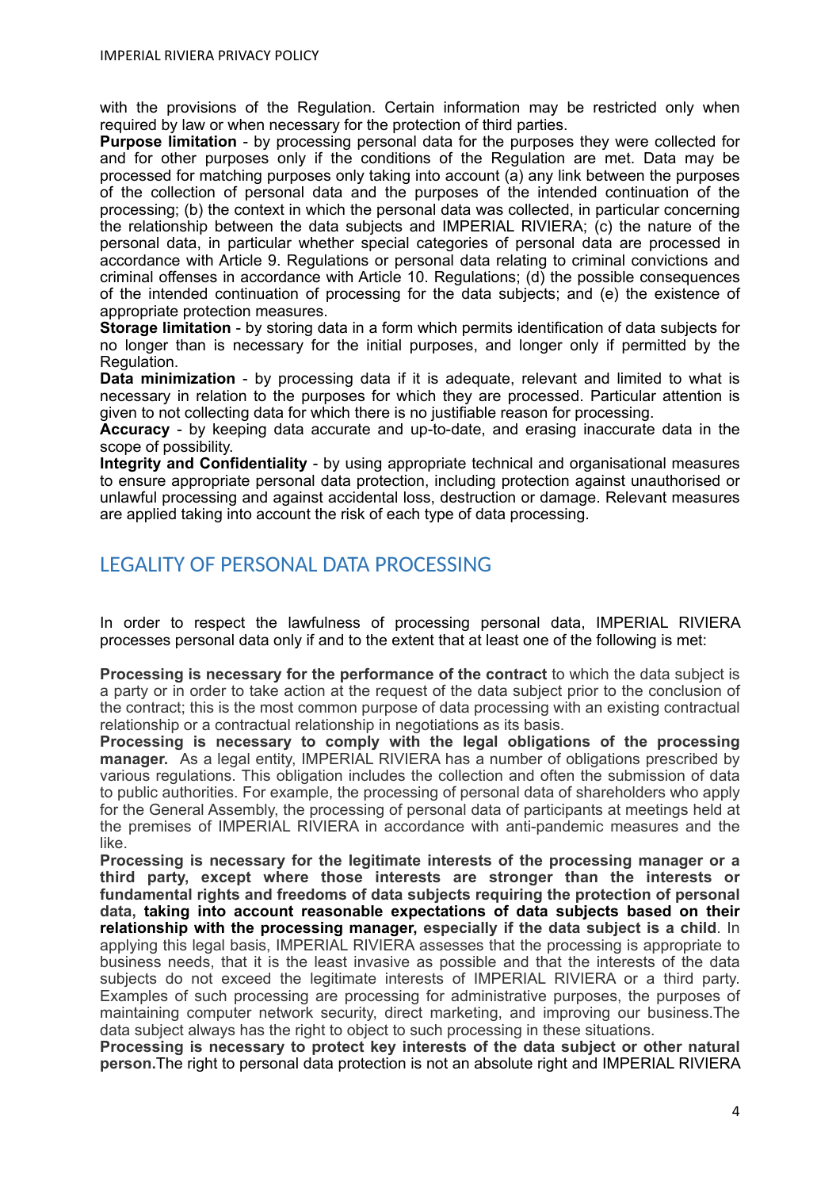with the provisions of the Regulation. Certain information may be restricted only when required by law or when necessary for the protection of third parties.

**Purpose limitation** - by processing personal data for the purposes they were collected for and for other purposes only if the conditions of the Regulation are met. Data may be processed for matching purposes only taking into account (a) any link between the purposes of the collection of personal data and the purposes of the intended continuation of the processing; (b) the context in which the personal data was collected, in particular concerning the relationship between the data subjects and IMPERIAL RIVIERA; (c) the nature of the personal data, in particular whether special categories of personal data are processed in accordance with Article 9. Regulations or personal data relating to criminal convictions and criminal offenses in accordance with Article 10. Regulations; (d) the possible consequences of the intended continuation of processing for the data subjects; and (e) the existence of appropriate protection measures.

**Storage limitation** - by storing data in a form which permits identification of data subjects for no longer than is necessary for the initial purposes, and longer only if permitted by the Regulation.

**Data minimization** - by processing data if it is adequate, relevant and limited to what is necessary in relation to the purposes for which they are processed. Particular attention is given to not collecting data for which there is no justifiable reason for processing.

**Accuracy** - by keeping data accurate and up-to-date, and erasing inaccurate data in the scope of possibility.

**Integrity and Confidentiality** - by using appropriate technical and organisational measures to ensure appropriate personal data protection, including protection against unauthorised or unlawful processing and against accidental loss, destruction or damage. Relevant measures are applied taking into account the risk of each type of data processing.

## LEGALITY OF PERSONAL DATA PROCESSING

In order to respect the lawfulness of processing personal data, IMPERIAL RIVIERA processes personal data only if and to the extent that at least one of the following is met:

**Processing is necessary for the performance of the contract** to which the data subject is a party or in order to take action at the request of the data subject prior to the conclusion of the contract; this is the most common purpose of data processing with an existing contractual relationship or a contractual relationship in negotiations as its basis.

**Processing is necessary to comply with the legal obligations of the processing manager.** As a legal entity, IMPERIAL RIVIERA has a number of obligations prescribed by various regulations. This obligation includes the collection and often the submission of data to public authorities. For example, the processing of personal data of shareholders who apply for the General Assembly, the processing of personal data of participants at meetings held at the premises of IMPERIAL RIVIERA in accordance with anti-pandemic measures and the like.

**Processing is necessary for the legitimate interests of the processing manager or a third party, except where those interests are stronger than the interests or fundamental rights and freedoms of data subjects requiring the protection of personal data, taking into account reasonable expectations of data subjects based on their relationship with the processing manager, especially if the data subject is a child**. In applying this legal basis, IMPERIAL RIVIERA assesses that the processing is appropriate to business needs, that it is the least invasive as possible and that the interests of the data subjects do not exceed the legitimate interests of IMPERIAL RIVIERA or a third party. Examples of such processing are processing for administrative purposes, the purposes of maintaining computer network security, direct marketing, and improving our business.The data subject always has the right to object to such processing in these situations.

**Processing is necessary to protect key interests of the data subject or other natural person.**The right to personal data protection is not an absolute right and IMPERIAL RIVIERA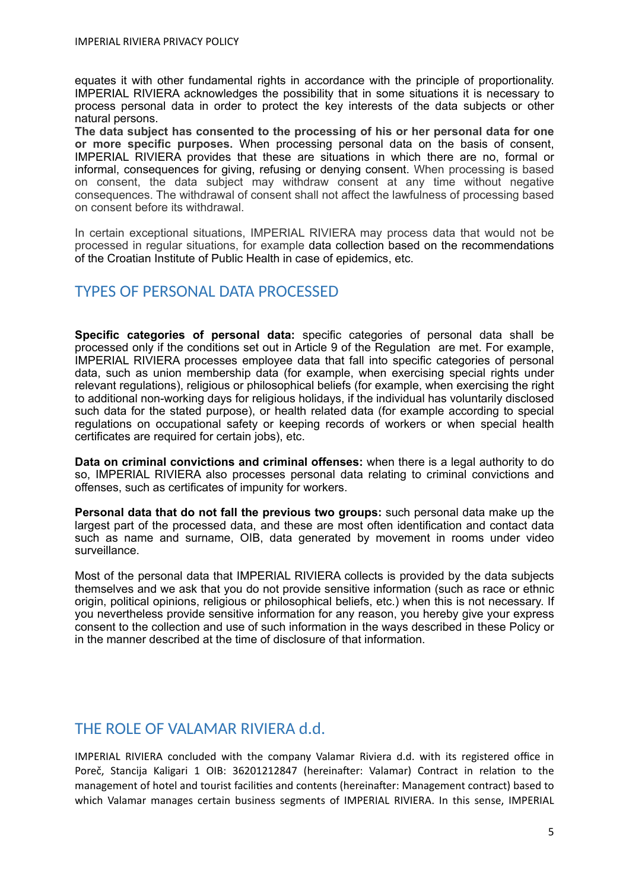equates it with other fundamental rights in accordance with the principle of proportionality. IMPERIAL RIVIERA acknowledges the possibility that in some situations it is necessary to process personal data in order to protect the key interests of the data subjects or other natural persons.

**The data subject has consented to the processing of his or her personal data for one or more specific purposes.** When processing personal data on the basis of consent, IMPERIAL RIVIERA provides that these are situations in which there are no, formal or informal, consequences for giving, refusing or denying consent. When processing is based on consent, the data subject may withdraw consent at any time without negative consequences. The withdrawal of consent shall not affect the lawfulness of processing based on consent before its withdrawal.

In certain exceptional situations, IMPERIAL RIVIERA may process data that would not be processed in regular situations, for example data collection based on the recommendations of the Croatian Institute of Public Health in case of epidemics, etc.

## TYPES OF PERSONAL DATA PROCESSED

**Specific categories of personal data:** specific categories of personal data shall be processed only if the conditions set out in Article 9 of the Regulation are met. For example, IMPERIAL RIVIERA processes employee data that fall into specific categories of personal data, such as union membership data (for example, when exercising special rights under relevant regulations), religious or philosophical beliefs (for example, when exercising the right to additional non-working days for religious holidays, if the individual has voluntarily disclosed such data for the stated purpose), or health related data (for example according to special regulations on occupational safety or keeping records of workers or when special health certificates are required for certain jobs), etc.

**Data on criminal convictions and criminal offenses:** when there is a legal authority to do so, IMPERIAL RIVIERA also processes personal data relating to criminal convictions and offenses, such as certificates of impunity for workers.

**Personal data that do not fall the previous two groups:** such personal data make up the largest part of the processed data, and these are most often identification and contact data such as name and surname, OIB, data generated by movement in rooms under video surveillance.

Most of the personal data that IMPERIAL RIVIERA collects is provided by the data subjects themselves and we ask that you do not provide sensitive information (such as race or ethnic origin, political opinions, religious or philosophical beliefs, etc.) when this is not necessary. If you nevertheless provide sensitive information for any reason, you hereby give your express consent to the collection and use of such information in the ways described in these Policy or in the manner described at the time of disclosure of that information.

## THE ROLE OF VALAMAR RIVIERA d.d.

IMPERIAL RIVIERA concluded with the company Valamar Riviera d.d. with its registered office in Poreč, Stancija Kaligari 1 OIB: 36201212847 (hereinafter: Valamar) Contract in relation to the management of hotel and tourist facilities and contents (hereinafter: Management contract) based to which Valamar manages certain business segments of IMPERIAL RIVIERA. In this sense, IMPERIAL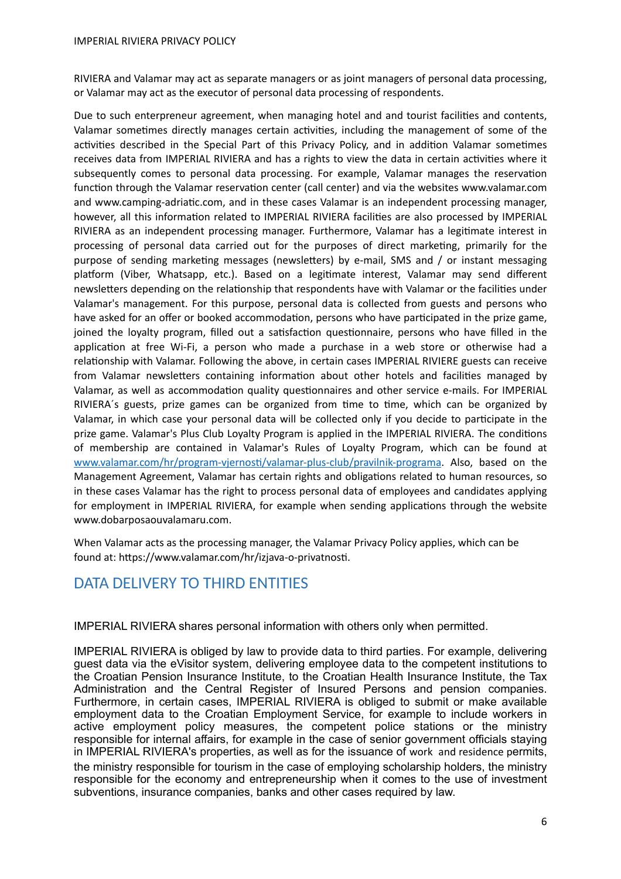RIVIERA and Valamar may act as separate managers or as joint managers of personal data processing, or Valamar may act as the executor of personal data processing of respondents.

Due to such enterpreneur agreement, when managing hotel and and tourist facilities and contents, Valamar sometimes directly manages certain activities, including the management of some of the activities described in the Special Part of this Privacy Policy, and in addition Valamar sometimes receives data from IMPERIAL RIVIERA and has a rights to view the data in certain activities where it subsequently comes to personal data processing. For example, Valamar manages the reservation function through the Valamar reservation center (call center) and via the websites www.valamar.com and www.camping-adriatic.com, and in these cases Valamar is an independent processing manager, however, all this information related to IMPERIAL RIVIERA facilities are also processed by IMPERIAL RIVIERA as an independent processing manager. Furthermore, Valamar has a legitimate interest in processing of personal data carried out for the purposes of direct marketing, primarily for the purpose of sending marketing messages (newsletters) by e-mail, SMS and / or instant messaging platform (Viber, Whatsapp, etc.). Based on a legitimate interest, Valamar may send different newsletters depending on the relationship that respondents have with Valamar or the facilities under Valamar's management. For this purpose, personal data is collected from guests and persons who have asked for an offer or booked accommodation, persons who have participated in the prize game, joined the loyalty program, filled out a satisfaction questionnaire, persons who have filled in the application at free Wi-Fi, a person who made a purchase in a web store or otherwise had a relationship with Valamar. Following the above, in certain cases IMPERIAL RIVIERE guests can receive from Valamar newsletters containing information about other hotels and facilities managed by Valamar, as well as accommodation quality questionnaires and other service e-mails. For IMPERIAL RIVIERA´s guests, prize games can be organized from time to time, which can be organized by Valamar, in which case your personal data will be collected only if you decide to participate in the prize game. Valamar's Plus Club Loyalty Program is applied in the IMPERIAL RIVIERA. The conditions of membership are contained in Valamar's Rules of Loyalty Program, which can be found at www.valamar.com/hr/program-vjernosti/valamar-plus-club/pravilnik-programa. Also, based on the Management Agreement, Valamar has certain rights and obligations related to human resources, so in these cases Valamar has the right to process personal data of employees and candidates applying for employment in IMPERIAL RIVIERA, for example when sending applications through the website www.dobarposaouvalamaru.com.

When Valamar acts as the processing manager, the Valamar Privacy Policy applies, which can be found at: https://www.valamar.com/hr/izjava-o-privatnosti.

## DATA DELIVERY TO THIRD ENTITIES

IMPERIAL RIVIERA shares personal information with others only when permitted.

IMPERIAL RIVIERA is obliged by law to provide data to third parties. For example, delivering guest data via the eVisitor system, delivering employee data to the competent institutions to the Croatian Pension Insurance Institute, to the Croatian Health Insurance Institute, the Tax Administration and the Central Register of Insured Persons and pension companies. Furthermore, in certain cases, IMPERIAL RIVIERA is obliged to submit or make available employment data to the Croatian Employment Service, for example to include workers in active employment policy measures, the competent police stations or the ministry responsible for internal affairs, for example in the case of senior government officials staying in IMPERIAL RIVIERA's properties, as well as for the issuance of work and residence permits, the ministry responsible for tourism in the case of employing scholarship holders, the ministry responsible for the economy and entrepreneurship when it comes to the use of investment subventions, insurance companies, banks and other cases required by law.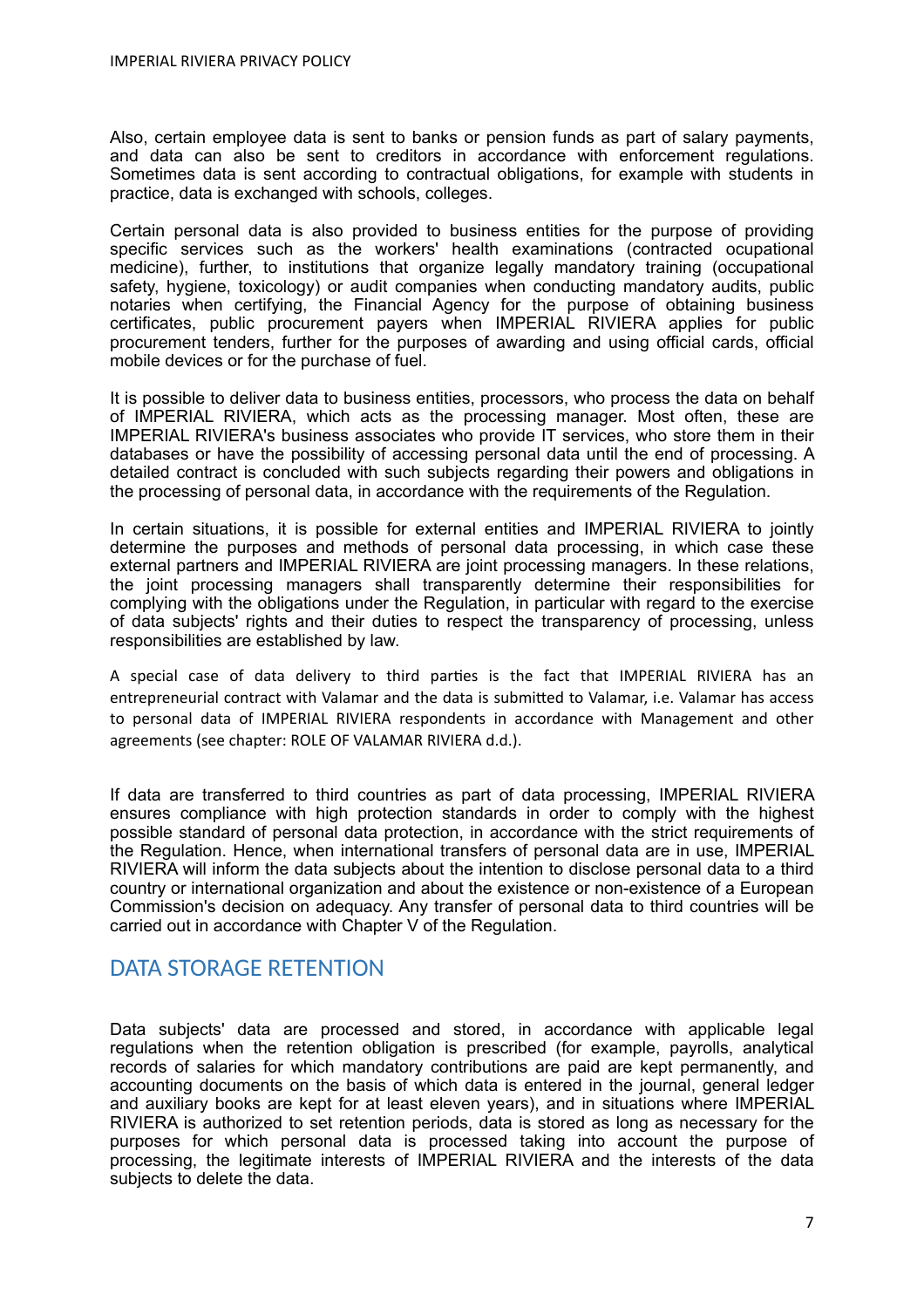Also, certain employee data is sent to banks or pension funds as part of salary payments, and data can also be sent to creditors in accordance with enforcement regulations. Sometimes data is sent according to contractual obligations, for example with students in practice, data is exchanged with schools, colleges.

Certain personal data is also provided to business entities for the purpose of providing specific services such as the workers' health examinations (contracted ocupational medicine), further, to institutions that organize legally mandatory training (occupational safety, hygiene, toxicology) or audit companies when conducting mandatory audits, public notaries when certifying, the Financial Agency for the purpose of obtaining business certificates, public procurement payers when IMPERIAL RIVIERA applies for public procurement tenders, further for the purposes of awarding and using official cards, official mobile devices or for the purchase of fuel.

It is possible to deliver data to business entities, processors, who process the data on behalf of IMPERIAL RIVIERA, which acts as the processing manager. Most often, these are IMPERIAL RIVIERA's business associates who provide IT services, who store them in their databases or have the possibility of accessing personal data until the end of processing. A detailed contract is concluded with such subjects regarding their powers and obligations in the processing of personal data, in accordance with the requirements of the Regulation.

In certain situations, it is possible for external entities and IMPERIAL RIVIERA to jointly determine the purposes and methods of personal data processing, in which case these external partners and IMPERIAL RIVIERA are joint processing managers. In these relations, the joint processing managers shall transparently determine their responsibilities for complying with the obligations under the Regulation, in particular with regard to the exercise of data subjects' rights and their duties to respect the transparency of processing, unless responsibilities are established by law.

A special case of data delivery to third parties is the fact that IMPERIAL RIVIERA has an entrepreneurial contract with Valamar and the data is submitted to Valamar, i.e. Valamar has access to personal data of IMPERIAL RIVIERA respondents in accordance with Management and other agreements (see chapter: ROLE OF VALAMAR RIVIERA d.d.).

If data are transferred to third countries as part of data processing, IMPERIAL RIVIERA ensures compliance with high protection standards in order to comply with the highest possible standard of personal data protection, in accordance with the strict requirements of the Regulation. Hence, when international transfers of personal data are in use, IMPERIAL RIVIERA will inform the data subjects about the intention to disclose personal data to a third country or international organization and about the existence or non-existence of a European Commission's decision on adequacy. Any transfer of personal data to third countries will be carried out in accordance with Chapter V of the Regulation.

## DATA STORAGE RETENTION

Data subjects' data are processed and stored, in accordance with applicable legal regulations when the retention obligation is prescribed (for example, payrolls, analytical records of salaries for which mandatory contributions are paid are kept permanently, and accounting documents on the basis of which data is entered in the journal, general ledger and auxiliary books are kept for at least eleven years), and in situations where IMPERIAL RIVIERA is authorized to set retention periods, data is stored as long as necessary for the purposes for which personal data is processed taking into account the purpose of processing, the legitimate interests of IMPERIAL RIVIERA and the interests of the data subjects to delete the data.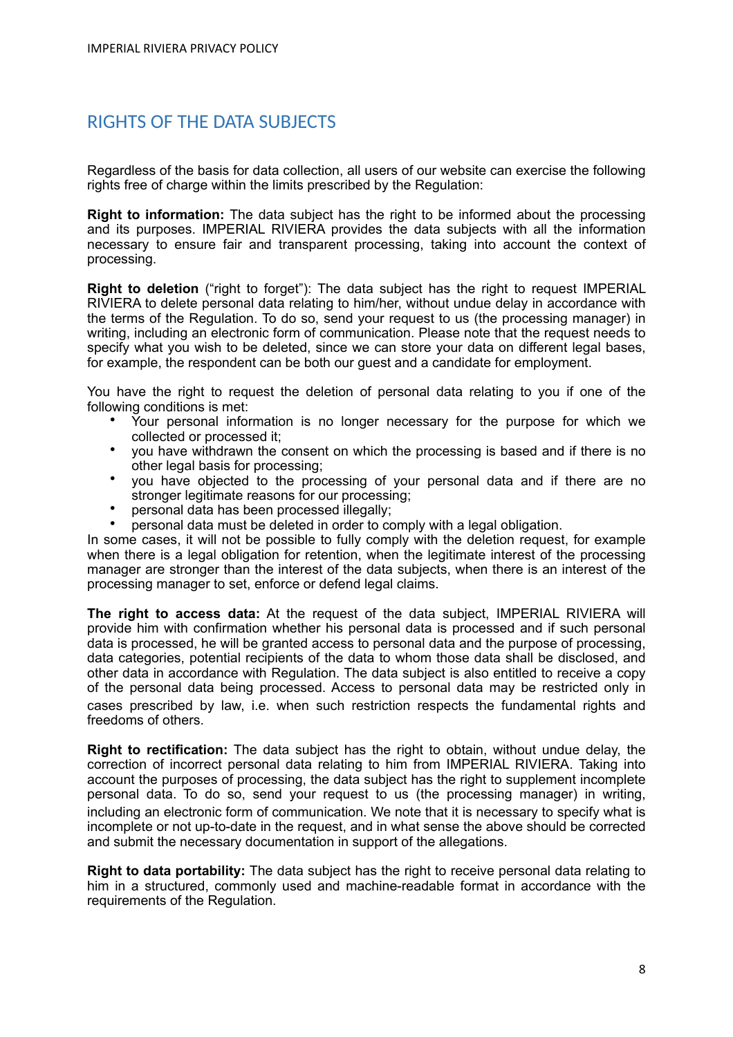## RIGHTS OF THE DATA SUBJECTS

Regardless of the basis for data collection, all users of our website can exercise the following rights free of charge within the limits prescribed by the Regulation:

**Right to information:** The data subject has the right to be informed about the processing and its purposes. IMPERIAL RIVIERA provides the data subjects with all the information necessary to ensure fair and transparent processing, taking into account the context of processing.

**Right to deletion** ("right to forget"): The data subject has the right to request IMPERIAL RIVIERA to delete personal data relating to him/her, without undue delay in accordance with the terms of the Regulation. To do so, send your request to us (the processing manager) in writing, including an electronic form of communication. Please note that the request needs to specify what you wish to be deleted, since we can store your data on different legal bases, for example, the respondent can be both our guest and a candidate for employment.

You have the right to request the deletion of personal data relating to you if one of the following conditions is met:

- Your personal information is no longer necessary for the purpose for which we collected or processed it;
- you have withdrawn the consent on which the processing is based and if there is no other legal basis for processing;
- you have objected to the processing of your personal data and if there are no stronger legitimate reasons for our processing;
- personal data has been processed illegally;
- personal data must be deleted in order to comply with a legal obligation.

In some cases, it will not be possible to fully comply with the deletion request, for example when there is a legal obligation for retention, when the legitimate interest of the processing manager are stronger than the interest of the data subjects, when there is an interest of the processing manager to set, enforce or defend legal claims.

**The right to access data:** At the request of the data subject, IMPERIAL RIVIERA will provide him with confirmation whether his personal data is processed and if such personal data is processed, he will be granted access to personal data and the purpose of processing, data categories, potential recipients of the data to whom those data shall be disclosed, and other data in accordance with Regulation. The data subject is also entitled to receive a copy of the personal data being processed. Access to personal data may be restricted only in cases prescribed by law, i.e. when such restriction respects the fundamental rights and freedoms of others.

**Right to rectification:** The data subject has the right to obtain, without undue delay, the correction of incorrect personal data relating to him from IMPERIAL RIVIERA. Taking into account the purposes of processing, the data subject has the right to supplement incomplete personal data. To do so, send your request to us (the processing manager) in writing, including an electronic form of communication. We note that it is necessary to specify what is incomplete or not up-to-date in the request, and in what sense the above should be corrected and submit the necessary documentation in support of the allegations.

**Right to data portability:** The data subject has the right to receive personal data relating to him in a structured, commonly used and machine-readable format in accordance with the requirements of the Regulation.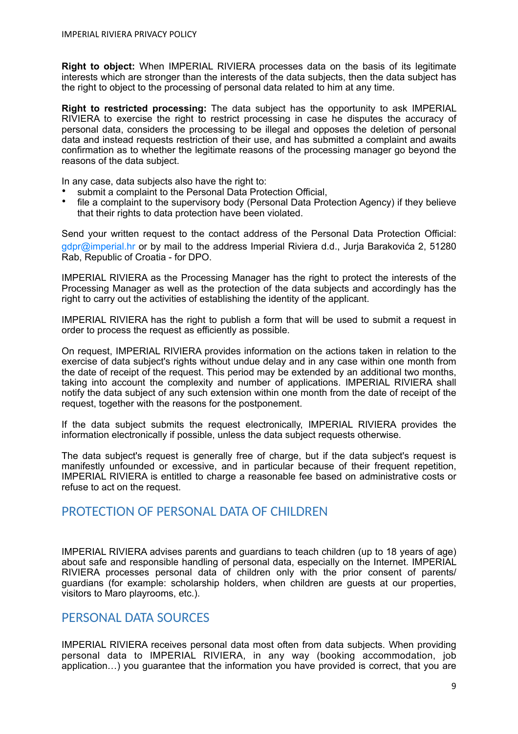**Right to object:** When IMPERIAL RIVIERA processes data on the basis of its legitimate interests which are stronger than the interests of the data subjects, then the data subject has the right to object to the processing of personal data related to him at any time.

**Right to restricted processing:** The data subject has the opportunity to ask IMPERIAL RIVIERA to exercise the right to restrict processing in case he disputes the accuracy of personal data, considers the processing to be illegal and opposes the deletion of personal data and instead requests restriction of their use, and has submitted a complaint and awaits confirmation as to whether the legitimate reasons of the processing manager go beyond the reasons of the data subject.

In any case, data subjects also have the right to:

- submit a complaint to the Personal Data Protection Official,
- file a complaint to the supervisory body (Personal Data Protection Agency) if they believe that their rights to data protection have been violated.

Send your written request to the contact address of the Personal Data Protection Official: gdpr@imperial.hr or by mail to the address Imperial Riviera d.d., Jurja Barakovića 2, 51280 Rab, Republic of Croatia - for DPO.

IMPERIAL RIVIERA as the Processing Manager has the right to protect the interests of the Processing Manager as well as the protection of the data subjects and accordingly has the right to carry out the activities of establishing the identity of the applicant.

IMPERIAL RIVIERA has the right to publish a form that will be used to submit a request in order to process the request as efficiently as possible.

On request, IMPERIAL RIVIERA provides information on the actions taken in relation to the exercise of data subject's rights without undue delay and in any case within one month from the date of receipt of the request. This period may be extended by an additional two months, taking into account the complexity and number of applications. IMPERIAL RIVIERA shall notify the data subject of any such extension within one month from the date of receipt of the request, together with the reasons for the postponement.

If the data subject submits the request electronically, IMPERIAL RIVIERA provides the information electronically if possible, unless the data subject requests otherwise.

The data subject's request is generally free of charge, but if the data subject's request is manifestly unfounded or excessive, and in particular because of their frequent repetition, IMPERIAL RIVIERA is entitled to charge a reasonable fee based on administrative costs or refuse to act on the request.

## PROTECTION OF PERSONAL DATA OF CHILDREN

IMPERIAL RIVIERA advises parents and guardians to teach children (up to 18 years of age) about safe and responsible handling of personal data, especially on the Internet. IMPERIAL RIVIERA processes personal data of children only with the prior consent of parents/ guardians (for example: scholarship holders, when children are guests at our properties, visitors to Maro playrooms, etc.).

## PERSONAL DATA SOURCES

IMPERIAL RIVIERA receives personal data most often from data subjects. When providing personal data to IMPERIAL RIVIERA, in any way (booking accommodation, job application…) you guarantee that the information you have provided is correct, that you are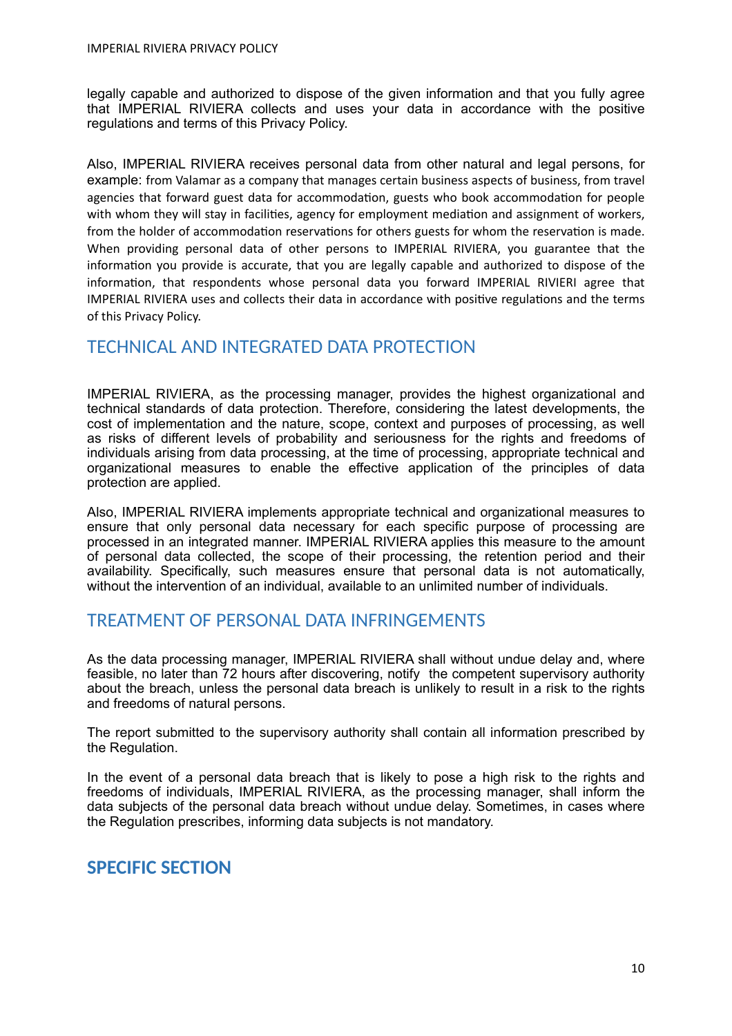legally capable and authorized to dispose of the given information and that you fully agree that IMPERIAL RIVIERA collects and uses your data in accordance with the positive regulations and terms of this Privacy Policy.

Also, IMPERIAL RIVIERA receives personal data from other natural and legal persons, for example: from Valamar as a company that manages certain business aspects of business, from travel agencies that forward guest data for accommodation, guests who book accommodation for people with whom they will stay in facilities, agency for employment mediation and assignment of workers, from the holder of accommodation reservations for others guests for whom the reservation is made. When providing personal data of other persons to IMPERIAL RIVIERA, you guarantee that the information you provide is accurate, that you are legally capable and authorized to dispose of the information, that respondents whose personal data you forward IMPERIAL RIVIERI agree that IMPERIAL RIVIERA uses and collects their data in accordance with positive regulations and the terms of this Privacy Policy.

## TECHNICAL AND INTEGRATED DATA PROTECTION

IMPERIAL RIVIERA, as the processing manager, provides the highest organizational and technical standards of data protection. Therefore, considering the latest developments, the cost of implementation and the nature, scope, context and purposes of processing, as well as risks of different levels of probability and seriousness for the rights and freedoms of individuals arising from data processing, at the time of processing, appropriate technical and organizational measures to enable the effective application of the principles of data protection are applied.

Also, IMPERIAL RIVIERA implements appropriate technical and organizational measures to ensure that only personal data necessary for each specific purpose of processing are processed in an integrated manner. IMPERIAL RIVIERA applies this measure to the amount of personal data collected, the scope of their processing, the retention period and their availability. Specifically, such measures ensure that personal data is not automatically, without the intervention of an individual, available to an unlimited number of individuals.

## TREATMENT OF PERSONAL DATA INFRINGEMENTS

As the data processing manager, IMPERIAL RIVIERA shall without undue delay and, where feasible, no later than 72 hours after discovering, notify the competent supervisory authority about the breach, unless the personal data breach is unlikely to result in a risk to the rights and freedoms of natural persons.

The report submitted to the supervisory authority shall contain all information prescribed by the Regulation.

In the event of a personal data breach that is likely to pose a high risk to the rights and freedoms of individuals, IMPERIAL RIVIERA, as the processing manager, shall inform the data subjects of the personal data breach without undue delay. Sometimes, in cases where the Regulation prescribes, informing data subjects is not mandatory.

## SPECIFIC SECTION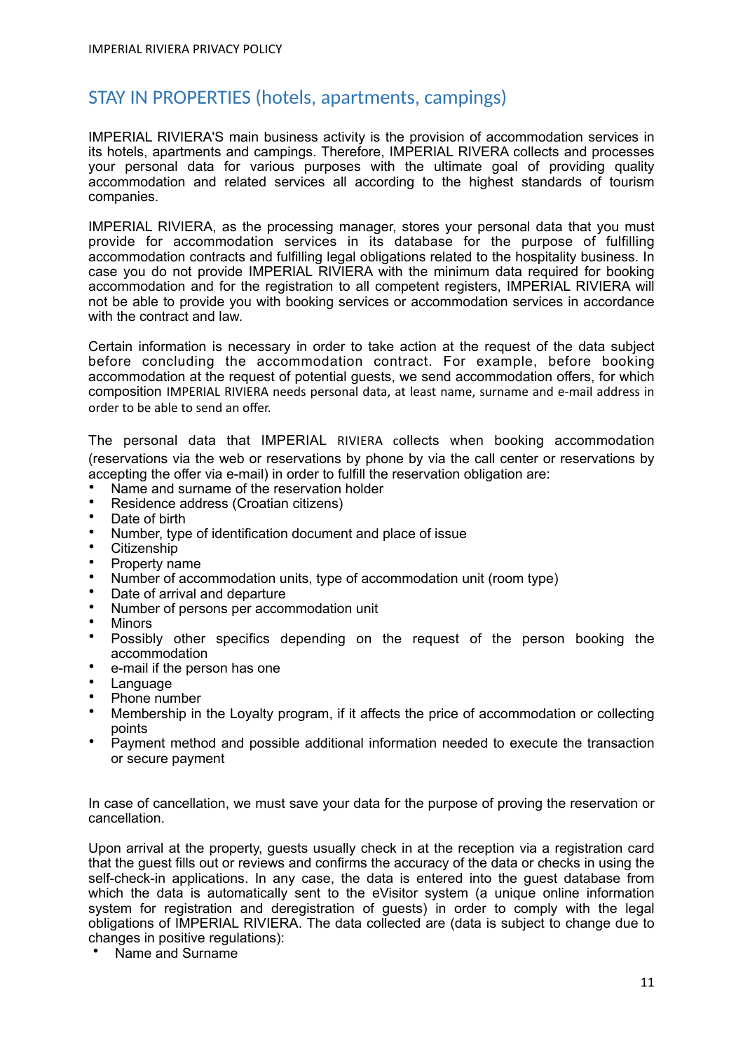## STAY IN PROPERTIES (hotels, apartments, campings)

IMPERIAL RIVIERA'S main business activity is the provision of accommodation services in its hotels, apartments and campings. Therefore, IMPERIAL RIVERA collects and processes your personal data for various purposes with the ultimate goal of providing quality accommodation and related services all according to the highest standards of tourism companies.

IMPERIAL RIVIERA, as the processing manager, stores your personal data that you must provide for accommodation services in its database for the purpose of fulfilling accommodation contracts and fulfilling legal obligations related to the hospitality business. In case you do not provide IMPERIAL RIVIERA with the minimum data required for booking accommodation and for the registration to all competent registers, IMPERIAL RIVIERA will not be able to provide you with booking services or accommodation services in accordance with the contract and law.

Certain information is necessary in order to take action at the request of the data subject before concluding the accommodation contract. For example, before booking accommodation at the request of potential guests, we send accommodation offers, for which composition IMPERIAL RIVIERA needs personal data, at least name, surname and e-mail address in order to be able to send an offer.

The personal data that IMPERIAL RIVIERA collects when booking accommodation (reservations via the web or reservations by phone by via the call center or reservations by accepting the offer via e-mail) in order to fulfill the reservation obligation are:

- Name and surname of the reservation holder
- Residence address (Croatian citizens)
- Date of birth
- Number, type of identification document and place of issue
- Citizenship
- Property name
- Number of accommodation units, type of accommodation unit (room type)
- Date of arrival and departure
- Number of persons per accommodation unit
- Minors
- Possibly other specifics depending on the request of the person booking the accommodation
- e-mail if the person has one
- Language
- Phone number
- Membership in the Loyalty program, if it affects the price of accommodation or collecting points
- Payment method and possible additional information needed to execute the transaction or secure payment

In case of cancellation, we must save your data for the purpose of proving the reservation or cancellation.

Upon arrival at the property, guests usually check in at the reception via a registration card that the guest fills out or reviews and confirms the accuracy of the data or checks in using the self-check-in applications. In any case, the data is entered into the guest database from which the data is automatically sent to the eVisitor system (a unique online information system for registration and deregistration of guests) in order to comply with the legal obligations of IMPERIAL RIVIERA. The data collected are (data is subject to change due to changes in positive regulations):

- Name and Surname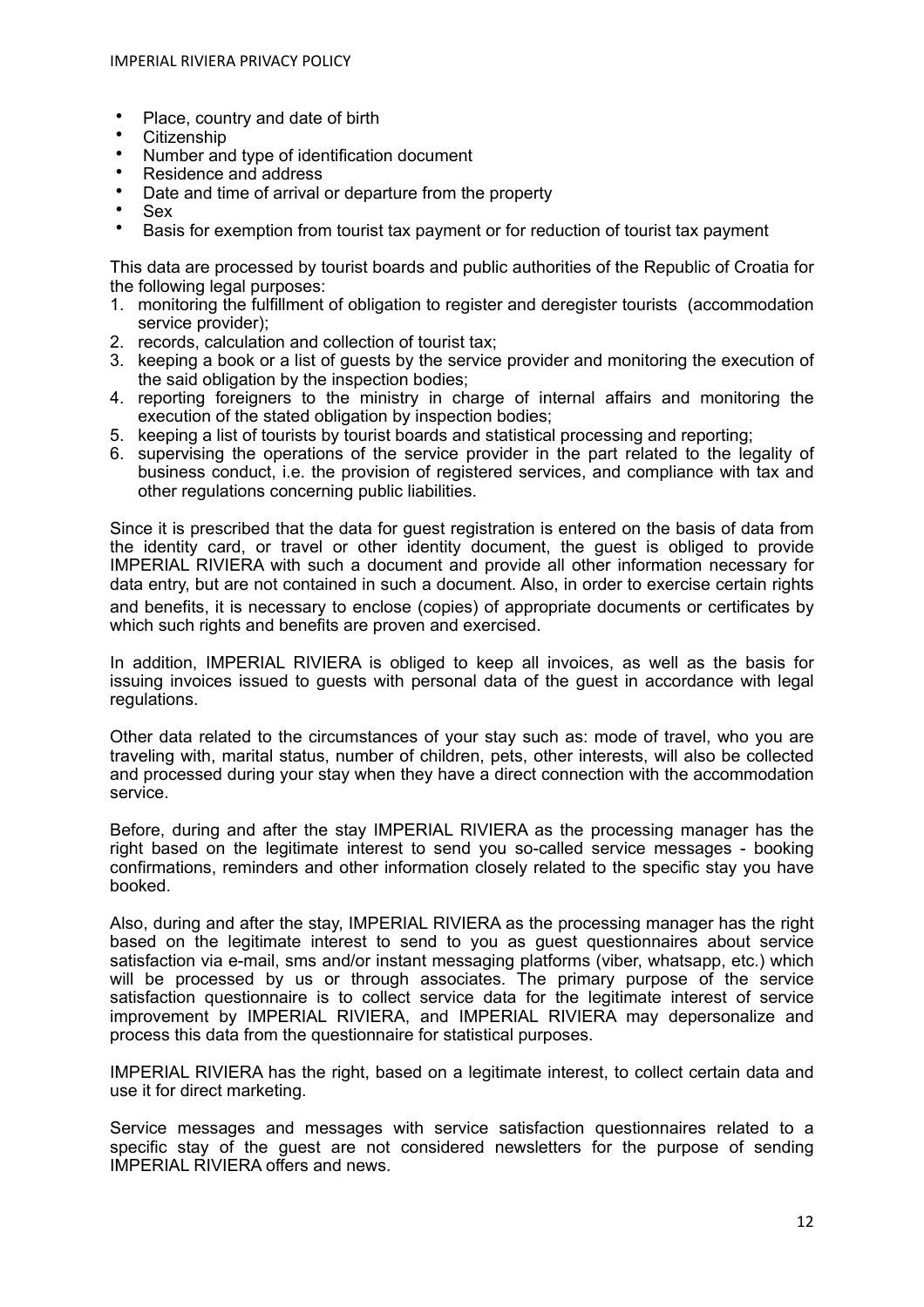- Place, country and date of birth
- Citizenship
- Number and type of identification document
- Residence and address
- Date and time of arrival or departure from the property
- Sex
- Basis for exemption from tourist tax payment or for reduction of tourist tax payment

This data are processed by tourist boards and public authorities of the Republic of Croatia for the following legal purposes:

1. monitoring the fulfillment of obligation to register and deregister tourists (accommodation service provider);
2. records, calculation and collection of tourist tax;
3. keeping a book or a list of guests by the service provider and monitoring the execution of the said obligation by the inspection bodies;
4. reporting foreigners to the ministry in charge of internal affairs and monitoring the execution of the stated obligation by inspection bodies;
5. keeping a list of tourists by tourist boards and statistical processing and reporting;
6. supervising the operations of the service provider in the part related to the legality of business conduct, i.e. the provision of registered services, and compliance with tax and other regulations concerning public liabilities.

Since it is prescribed that the data for guest registration is entered on the basis of data from the identity card, or travel or other identity document, the guest is obliged to provide IMPERIAL RIVIERA with such a document and provide all other information necessary for data entry, but are not contained in such a document. Also, in order to exercise certain rights and benefits, it is necessary to enclose (copies) of appropriate documents or certificates by which such rights and benefits are proven and exercised.

In addition, IMPERIAL RIVIERA is obliged to keep all invoices, as well as the basis for issuing invoices issued to guests with personal data of the guest in accordance with legal regulations.

Other data related to the circumstances of your stay such as: mode of travel, who you are traveling with, marital status, number of children, pets, other interests, will also be collected and processed during your stay when they have a direct connection with the accommodation service.

Before, during and after the stay IMPERIAL RIVIERA as the processing manager has the right based on the legitimate interest to send you so-called service messages - booking confirmations, reminders and other information closely related to the specific stay you have booked.

Also, during and after the stay, IMPERIAL RIVIERA as the processing manager has the right based on the legitimate interest to send to you as guest questionnaires about service satisfaction via e-mail, sms and/or instant messaging platforms (viber, whatsapp, etc.) which will be processed by us or through associates. The primary purpose of the service satisfaction questionnaire is to collect service data for the legitimate interest of service improvement by IMPERIAL RIVIERA, and IMPERIAL RIVIERA may depersonalize and process this data from the questionnaire for statistical purposes.

IMPERIAL RIVIERA has the right, based on a legitimate interest, to collect certain data and use it for direct marketing.

Service messages and messages with service satisfaction questionnaires related to a specific stay of the guest are not considered newsletters for the purpose of sending IMPERIAL RIVIERA offers and news.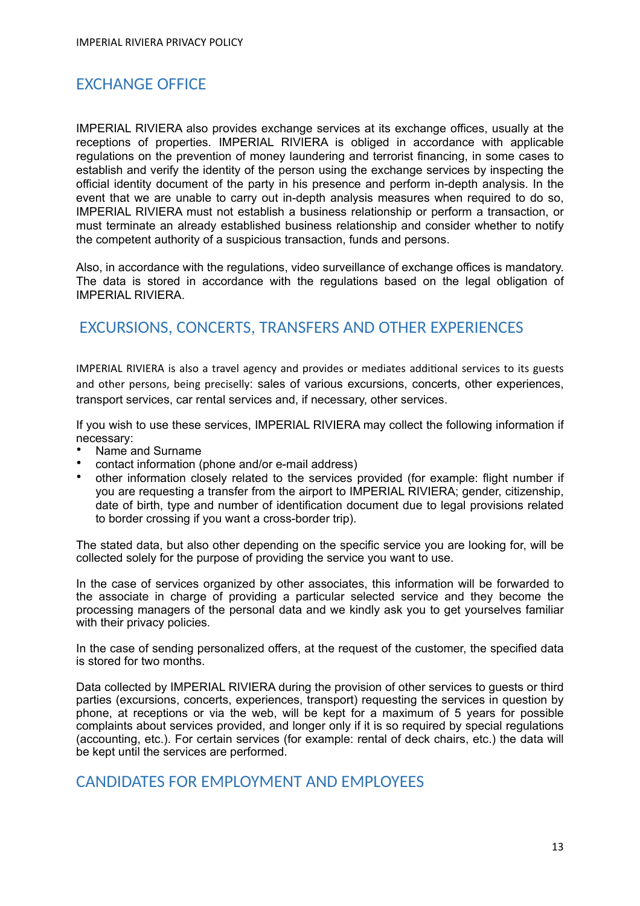## EXCHANGE OFFICE

IMPERIAL RIVIERA also provides exchange services at its exchange offices, usually at the receptions of properties. IMPERIAL RIVIERA is obliged in accordance with applicable regulations on the prevention of money laundering and terrorist financing, in some cases to establish and verify the identity of the person using the exchange services by inspecting the official identity document of the party in his presence and perform in-depth analysis. In the event that we are unable to carry out in-depth analysis measures when required to do so, IMPERIAL RIVIERA must not establish a business relationship or perform a transaction, or must terminate an already established business relationship and consider whether to notify the competent authority of a suspicious transaction, funds and persons.

Also, in accordance with the regulations, video surveillance of exchange offices is mandatory. The data is stored in accordance with the regulations based on the legal obligation of IMPERIAL RIVIERA.

## EXCURSIONS, CONCERTS, TRANSFERS AND OTHER EXPERIENCES

IMPERIAL RIVIERA is also a travel agency and provides or mediates additional services to its guests and other persons, being precisely: sales of various excursions, concerts, other experiences, transport services, car rental services and, if necessary, other services.

If you wish to use these services, IMPERIAL RIVIERA may collect the following information if necessary:

- Name and Surname
- contact information (phone and/or e-mail address)
- other information closely related to the services provided (for example: flight number if you are requesting a transfer from the airport to IMPERIAL RIVIERA; gender, citizenship, date of birth, type and number of identification document due to legal provisions related to border crossing if you want a cross-border trip).

The stated data, but also other depending on the specific service you are looking for, will be collected solely for the purpose of providing the service you want to use.

In the case of services organized by other associates, this information will be forwarded to the associate in charge of providing a particular selected service and they become the processing managers of the personal data and we kindly ask you to get yourselves familiar with their privacy policies.

In the case of sending personalized offers, at the request of the customer, the specified data is stored for two months.

Data collected by IMPERIAL RIVIERA during the provision of other services to guests or third parties (excursions, concerts, experiences, transport) requesting the services in question by phone, at receptions or via the web, will be kept for a maximum of 5 years for possible complaints about services provided, and longer only if it is so required by special regulations (accounting, etc.). For certain services (for example: rental of deck chairs, etc.) the data will be kept until the services are performed.

## CANDIDATES FOR EMPLOYMENT AND EMPLOYEES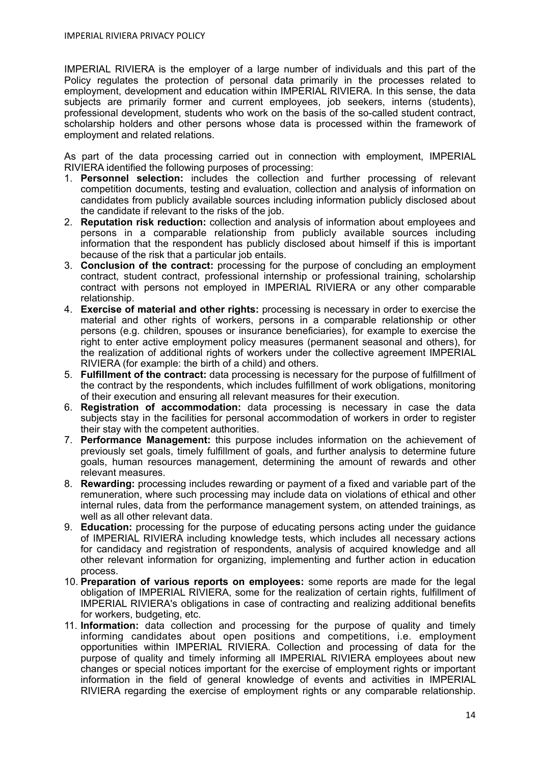IMPERIAL RIVIERA is the employer of a large number of individuals and this part of the Policy regulates the protection of personal data primarily in the processes related to employment, development and education within IMPERIAL RIVIERA. In this sense, the data subjects are primarily former and current employees, job seekers, interns (students), professional development, students who work on the basis of the so-called student contract, scholarship holders and other persons whose data is processed within the framework of employment and related relations.

As part of the data processing carried out in connection with employment, IMPERIAL RIVIERA identified the following purposes of processing:

1. **Personnel selection:** includes the collection and further processing of relevant competition documents, testing and evaluation, collection and analysis of information on candidates from publicly available sources including information publicly disclosed about the candidate if relevant to the risks of the job.
2. **Reputation risk reduction:** collection and analysis of information about employees and persons in a comparable relationship from publicly available sources including information that the respondent has publicly disclosed about himself if this is important because of the risk that a particular job entails.
3. **Conclusion of the contract:** processing for the purpose of concluding an employment contract, student contract, professional internship or professional training, scholarship contract with persons not employed in IMPERIAL RIVIERA or any other comparable relationship.
4. **Exercise of material and other rights:** processing is necessary in order to exercise the material and other rights of workers, persons in a comparable relationship or other persons (e.g. children, spouses or insurance beneficiaries), for example to exercise the right to enter active employment policy measures (permanent seasonal and others), for the realization of additional rights of workers under the collective agreement IMPERIAL RIVIERA (for example: the birth of a child) and others.
5. **Fulfillment of the contract:** data processing is necessary for the purpose of fulfillment of the contract by the respondents, which includes fulfillment of work obligations, monitoring of their execution and ensuring all relevant measures for their execution.
6. **Registration of accommodation:** data processing is necessary in case the data subjects stay in the facilities for personal accommodation of workers in order to register their stay with the competent authorities.
7. **Performance Management:** this purpose includes information on the achievement of previously set goals, timely fulfillment of goals, and further analysis to determine future goals, human resources management, determining the amount of rewards and other relevant measures.
8. **Rewarding:** processing includes rewarding or payment of a fixed and variable part of the remuneration, where such processing may include data on violations of ethical and other internal rules, data from the performance management system, on attended trainings, as well as all other relevant data.
9. **Education:** processing for the purpose of educating persons acting under the guidance of IMPERIAL RIVIERA including knowledge tests, which includes all necessary actions for candidacy and registration of respondents, analysis of acquired knowledge and all other relevant information for organizing, implementing and further action in education process.
10. **Preparation of various reports on employees:** some reports are made for the legal obligation of IMPERIAL RIVIERA, some for the realization of certain rights, fulfillment of IMPERIAL RIVIERA's obligations in case of contracting and realizing additional benefits for workers, budgeting, etc.
11. **Information:** data collection and processing for the purpose of quality and timely informing candidates about open positions and competitions, i.e. employment opportunities within IMPERIAL RIVIERA. Collection and processing of data for the purpose of quality and timely informing all IMPERIAL RIVIERA employees about new changes or special notices important for the exercise of employment rights or important information in the field of general knowledge of events and activities in IMPERIAL RIVIERA regarding the exercise of employment rights or any comparable relationship.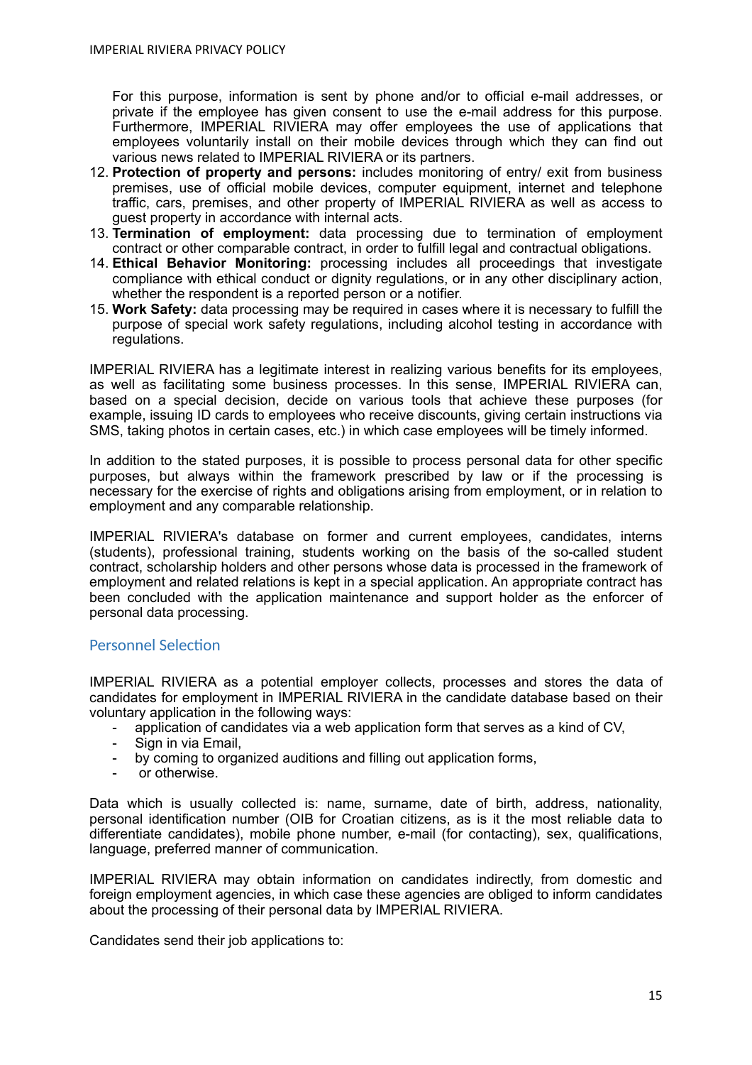For this purpose, information is sent by phone and/or to official e-mail addresses, or private if the employee has given consent to use the e-mail address for this purpose. Furthermore, IMPERIAL RIVIERA may offer employees the use of applications that employees voluntarily install on their mobile devices through which they can find out various news related to IMPERIAL RIVIERA or its partners.

12. **Protection of property and persons:** includes monitoring of entry/ exit from business premises, use of official mobile devices, computer equipment, internet and telephone traffic, cars, premises, and other property of IMPERIAL RIVIERA as well as access to guest property in accordance with internal acts.
13. **Termination of employment:** data processing due to termination of employment contract or other comparable contract, in order to fulfill legal and contractual obligations.
14. **Ethical Behavior Monitoring:** processing includes all proceedings that investigate compliance with ethical conduct or dignity regulations, or in any other disciplinary action, whether the respondent is a reported person or a notifier.
15. **Work Safety:** data processing may be required in cases where it is necessary to fulfill the purpose of special work safety regulations, including alcohol testing in accordance with regulations.

IMPERIAL RIVIERA has a legitimate interest in realizing various benefits for its employees, as well as facilitating some business processes. In this sense, IMPERIAL RIVIERA can, based on a special decision, decide on various tools that achieve these purposes (for example, issuing ID cards to employees who receive discounts, giving certain instructions via SMS, taking photos in certain cases, etc.) in which case employees will be timely informed.

In addition to the stated purposes, it is possible to process personal data for other specific purposes, but always within the framework prescribed by law or if the processing is necessary for the exercise of rights and obligations arising from employment, or in relation to employment and any comparable relationship.

IMPERIAL RIVIERA's database on former and current employees, candidates, interns (students), professional training, students working on the basis of the so-called student contract, scholarship holders and other persons whose data is processed in the framework of employment and related relations is kept in a special application. An appropriate contract has been concluded with the application maintenance and support holder as the enforcer of personal data processing.

## Personnel Selection

IMPERIAL RIVIERA as a potential employer collects, processes and stores the data of candidates for employment in IMPERIAL RIVIERA in the candidate database based on their voluntary application in the following ways:

- application of candidates via a web application form that serves as a kind of CV,
- Sign in via Email,
- by coming to organized auditions and filling out application forms,
- or otherwise.

Data which is usually collected is: name, surname, date of birth, address, nationality, personal identification number (OIB for Croatian citizens, as is it the most reliable data to differentiate candidates), mobile phone number, e-mail (for contacting), sex, qualifications, language, preferred manner of communication.

IMPERIAL RIVIERA may obtain information on candidates indirectly, from domestic and foreign employment agencies, in which case these agencies are obliged to inform candidates about the processing of their personal data by IMPERIAL RIVIERA.

Candidates send their job applications to: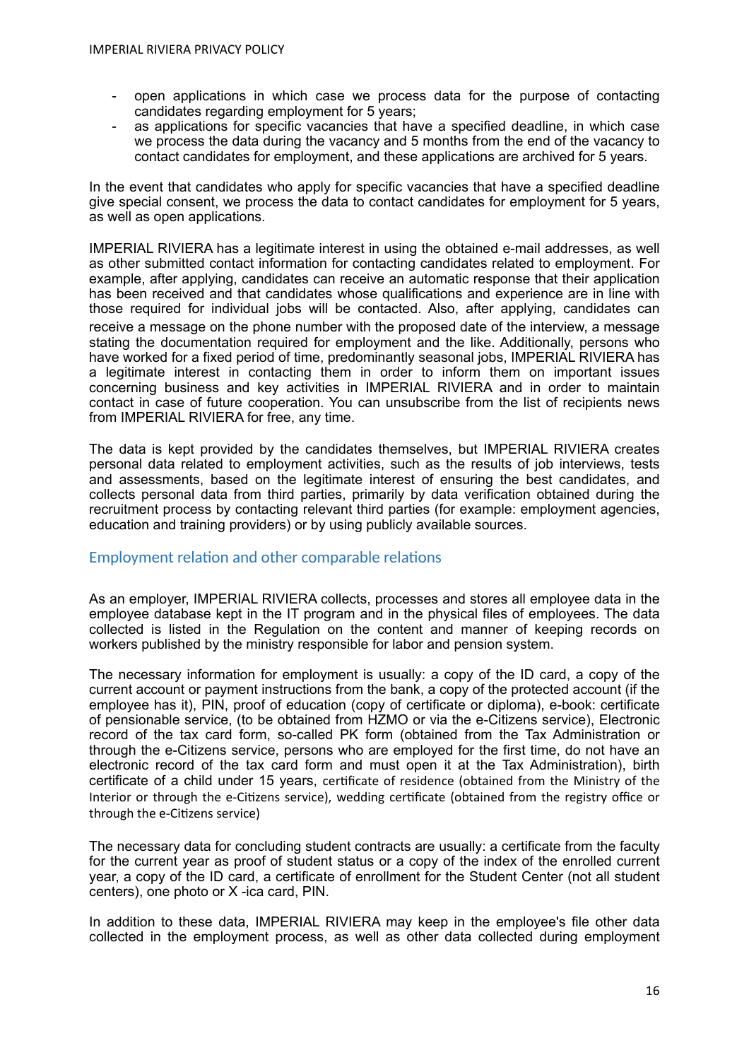- open applications in which case we process data for the purpose of contacting candidates regarding employment for 5 years;
- as applications for specific vacancies that have a specified deadline, in which case we process the data during the vacancy and 5 months from the end of the vacancy to contact candidates for employment, and these applications are archived for 5 years.

In the event that candidates who apply for specific vacancies that have a specified deadline give special consent, we process the data to contact candidates for employment for 5 years, as well as open applications.

IMPERIAL RIVIERA has a legitimate interest in using the obtained e-mail addresses, as well as other submitted contact information for contacting candidates related to employment. For example, after applying, candidates can receive an automatic response that their application has been received and that candidates whose qualifications and experience are in line with those required for individual jobs will be contacted. Also, after applying, candidates can receive a message on the phone number with the proposed date of the interview, a message stating the documentation required for employment and the like. Additionally, persons who have worked for a fixed period of time, predominantly seasonal jobs, IMPERIAL RIVIERA has a legitimate interest in contacting them in order to inform them on important issues concerning business and key activities in IMPERIAL RIVIERA and in order to maintain contact in case of future cooperation. You can unsubscribe from the list of recipients news from IMPERIAL RIVIERA for free, any time.

The data is kept provided by the candidates themselves, but IMPERIAL RIVIERA creates personal data related to employment activities, such as the results of job interviews, tests and assessments, based on the legitimate interest of ensuring the best candidates, and collects personal data from third parties, primarily by data verification obtained during the recruitment process by contacting relevant third parties (for example: employment agencies, education and training providers) or by using publicly available sources.

## Employment relation and other comparable relations

As an employer, IMPERIAL RIVIERA collects, processes and stores all employee data in the employee database kept in the IT program and in the physical files of employees. The data collected is listed in the Regulation on the content and manner of keeping records on workers published by the ministry responsible for labor and pension system.

The necessary information for employment is usually: a copy of the ID card, a copy of the current account or payment instructions from the bank, a copy of the protected account (if the employee has it), PIN, proof of education (copy of certificate or diploma), e-book: certificate of pensionable service, (to be obtained from HZMO or via the e-Citizens service), Electronic record of the tax card form, so-called PK form (obtained from the Tax Administration or through the e-Citizens service, persons who are employed for the first time, do not have an electronic record of the tax card form and must open it at the Tax Administration), birth certificate of a child under 15 years, certificate of residence (obtained from the Ministry of the Interior or through the e-Citizens service), wedding certificate (obtained from the registry office or through the e-Citizens service)

The necessary data for concluding student contracts are usually: a certificate from the faculty for the current year as proof of student status or a copy of the index of the enrolled current year, a copy of the ID card, a certificate of enrollment for the Student Center (not all student centers), one photo or X -ica card, PIN.

In addition to these data, IMPERIAL RIVIERA may keep in the employee's file other data collected in the employment process, as well as other data collected during employment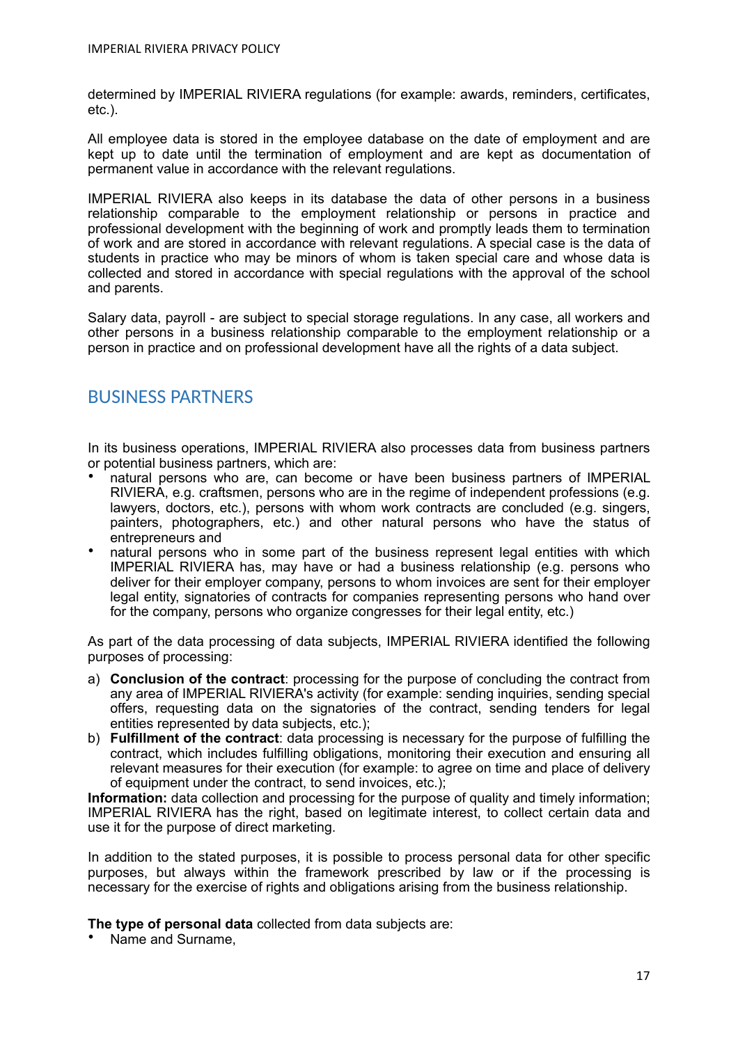determined by IMPERIAL RIVIERA regulations (for example: awards, reminders, certificates, etc.).

All employee data is stored in the employee database on the date of employment and are kept up to date until the termination of employment and are kept as documentation of permanent value in accordance with the relevant regulations.

IMPERIAL RIVIERA also keeps in its database the data of other persons in a business relationship comparable to the employment relationship or persons in practice and professional development with the beginning of work and promptly leads them to termination of work and are stored in accordance with relevant regulations. A special case is the data of students in practice who may be minors of whom is taken special care and whose data is collected and stored in accordance with special regulations with the approval of the school and parents.

Salary data, payroll - are subject to special storage regulations. In any case, all workers and other persons in a business relationship comparable to the employment relationship or a person in practice and on professional development have all the rights of a data subject.

## BUSINESS PARTNERS

In its business operations, IMPERIAL RIVIERA also processes data from business partners or potential business partners, which are:

- natural persons who are, can become or have been business partners of IMPERIAL RIVIERA, e.g. craftsmen, persons who are in the regime of independent professions (e.g. lawyers, doctors, etc.), persons with whom work contracts are concluded (e.g. singers, painters, photographers, etc.) and other natural persons who have the status of entrepreneurs and
- natural persons who in some part of the business represent legal entities with which IMPERIAL RIVIERA has, may have or had a business relationship (e.g. persons who deliver for their employer company, persons to whom invoices are sent for their employer legal entity, signatories of contracts for companies representing persons who hand over for the company, persons who organize congresses for their legal entity, etc.)

As part of the data processing of data subjects, IMPERIAL RIVIERA identified the following purposes of processing:

a) **Conclusion of the contract**: processing for the purpose of concluding the contract from any area of IMPERIAL RIVIERA's activity (for example: sending inquiries, sending special offers, requesting data on the signatories of the contract, sending tenders for legal entities represented by data subjects, etc.);
b) **Fulfillment of the contract**: data processing is necessary for the purpose of fulfilling the contract, which includes fulfilling obligations, monitoring their execution and ensuring all relevant measures for their execution (for example: to agree on time and place of delivery of equipment under the contract, to send invoices, etc.);

**Information:** data collection and processing for the purpose of quality and timely information; IMPERIAL RIVIERA has the right, based on legitimate interest, to collect certain data and use it for the purpose of direct marketing.

In addition to the stated purposes, it is possible to process personal data for other specific purposes, but always within the framework prescribed by law or if the processing is necessary for the exercise of rights and obligations arising from the business relationship.

**The type of personal data** collected from data subjects are:

- Name and Surname,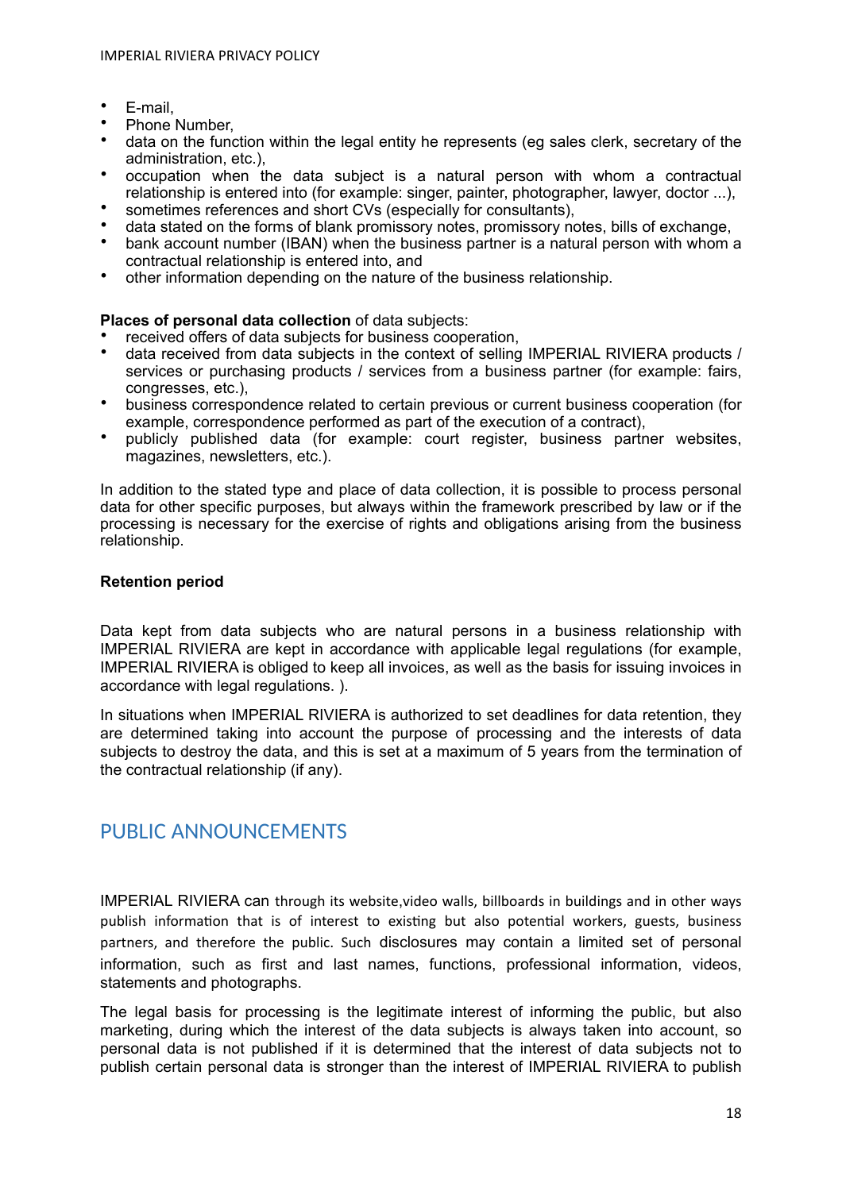- E-mail,
- Phone Number,
- data on the function within the legal entity he represents (eg sales clerk, secretary of the administration, etc.),
- occupation when the data subject is a natural person with whom a contractual relationship is entered into (for example: singer, painter, photographer, lawyer, doctor ...),
- sometimes references and short CVs (especially for consultants),
- data stated on the forms of blank promissory notes, promissory notes, bills of exchange,
- bank account number (IBAN) when the business partner is a natural person with whom a contractual relationship is entered into, and
- other information depending on the nature of the business relationship.

**Places of personal data collection** of data subjects:

- received offers of data subjects for business cooperation,
- data received from data subjects in the context of selling IMPERIAL RIVIERA products / services or purchasing products / services from a business partner (for example: fairs, congresses, etc.),
- business correspondence related to certain previous or current business cooperation (for example, correspondence performed as part of the execution of a contract),
- publicly published data (for example: court register, business partner websites, magazines, newsletters, etc.).

In addition to the stated type and place of data collection, it is possible to process personal data for other specific purposes, but always within the framework prescribed by law or if the processing is necessary for the exercise of rights and obligations arising from the business relationship.

**Retention period**

Data kept from data subjects who are natural persons in a business relationship with IMPERIAL RIVIERA are kept in accordance with applicable legal regulations (for example, IMPERIAL RIVIERA is obliged to keep all invoices, as well as the basis for issuing invoices in accordance with legal regulations. ).

In situations when IMPERIAL RIVIERA is authorized to set deadlines for data retention, they are determined taking into account the purpose of processing and the interests of data subjects to destroy the data, and this is set at a maximum of 5 years from the termination of the contractual relationship (if any).

## PUBLIC ANNOUNCEMENTS

IMPERIAL RIVIERA can through its website,video walls, billboards in buildings and in other ways publish information that is of interest to existing but also potential workers, guests, business partners, and therefore the public. Such disclosures may contain a limited set of personal information, such as first and last names, functions, professional information, videos, statements and photographs.

The legal basis for processing is the legitimate interest of informing the public, but also marketing, during which the interest of the data subjects is always taken into account, so personal data is not published if it is determined that the interest of data subjects not to publish certain personal data is stronger than the interest of IMPERIAL RIVIERA to publish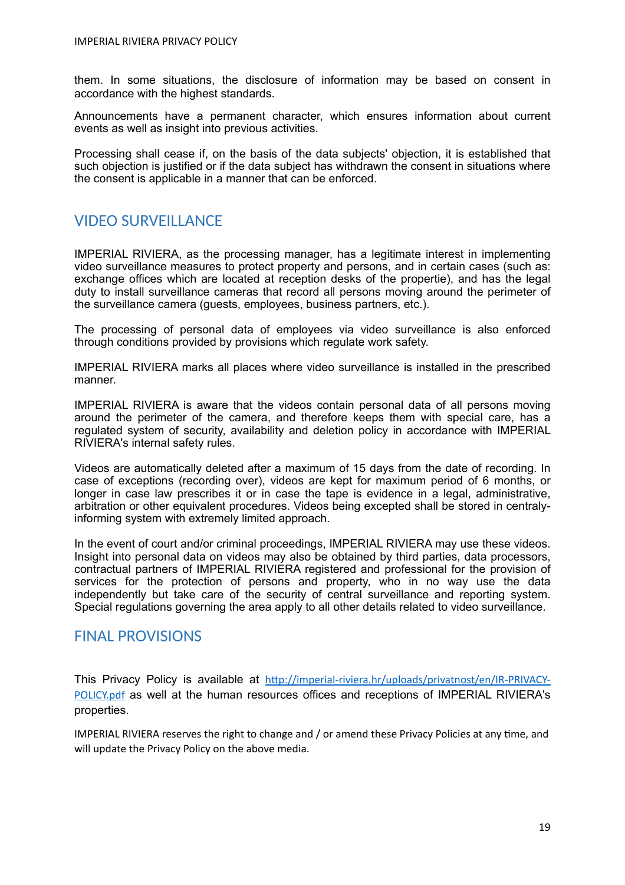them. In some situations, the disclosure of information may be based on consent in accordance with the highest standards.

Announcements have a permanent character, which ensures information about current events as well as insight into previous activities.

Processing shall cease if, on the basis of the data subjects' objection, it is established that such objection is justified or if the data subject has withdrawn the consent in situations where the consent is applicable in a manner that can be enforced.

## VIDEO SURVEILLANCE

IMPERIAL RIVIERA, as the processing manager, has a legitimate interest in implementing video surveillance measures to protect property and persons, and in certain cases (such as: exchange offices which are located at reception desks of the propertie), and has the legal duty to install surveillance cameras that record all persons moving around the perimeter of the surveillance camera (guests, employees, business partners, etc.).

The processing of personal data of employees via video surveillance is also enforced through conditions provided by provisions which regulate work safety.

IMPERIAL RIVIERA marks all places where video surveillance is installed in the prescribed manner.

IMPERIAL RIVIERA is aware that the videos contain personal data of all persons moving around the perimeter of the camera, and therefore keeps them with special care, has a regulated system of security, availability and deletion policy in accordance with IMPERIAL RIVIERA's internal safety rules.

Videos are automatically deleted after a maximum of 15 days from the date of recording. In case of exceptions (recording over), videos are kept for maximum period of 6 months, or longer in case law prescribes it or in case the tape is evidence in a legal, administrative, arbitration or other equivalent procedures. Videos being excepted shall be stored in centraly-informing system with extremely limited approach.

In the event of court and/or criminal proceedings, IMPERIAL RIVIERA may use these videos. Insight into personal data on videos may also be obtained by third parties, data processors, contractual partners of IMPERIAL RIVIERA registered and professional for the provision of services for the protection of persons and property, who in no way use the data independently but take care of the security of central surveillance and reporting system. Special regulations governing the area apply to all other details related to video surveillance.

## FINAL PROVISIONS

This Privacy Policy is available at [http://imperial-riviera.hr/uploads/privatnost/en/IR-PRIVACY-POLICY.pdf](http://imperial-riviera.hr/uploads/privatnost/en/IR-PRIVACY-POLICY.pdf) as well at the human resources offices and receptions of IMPERIAL RIVIERA's properties.

IMPERIAL RIVIERA reserves the right to change and / or amend these Privacy Policies at any time, and will update the Privacy Policy on the above media.